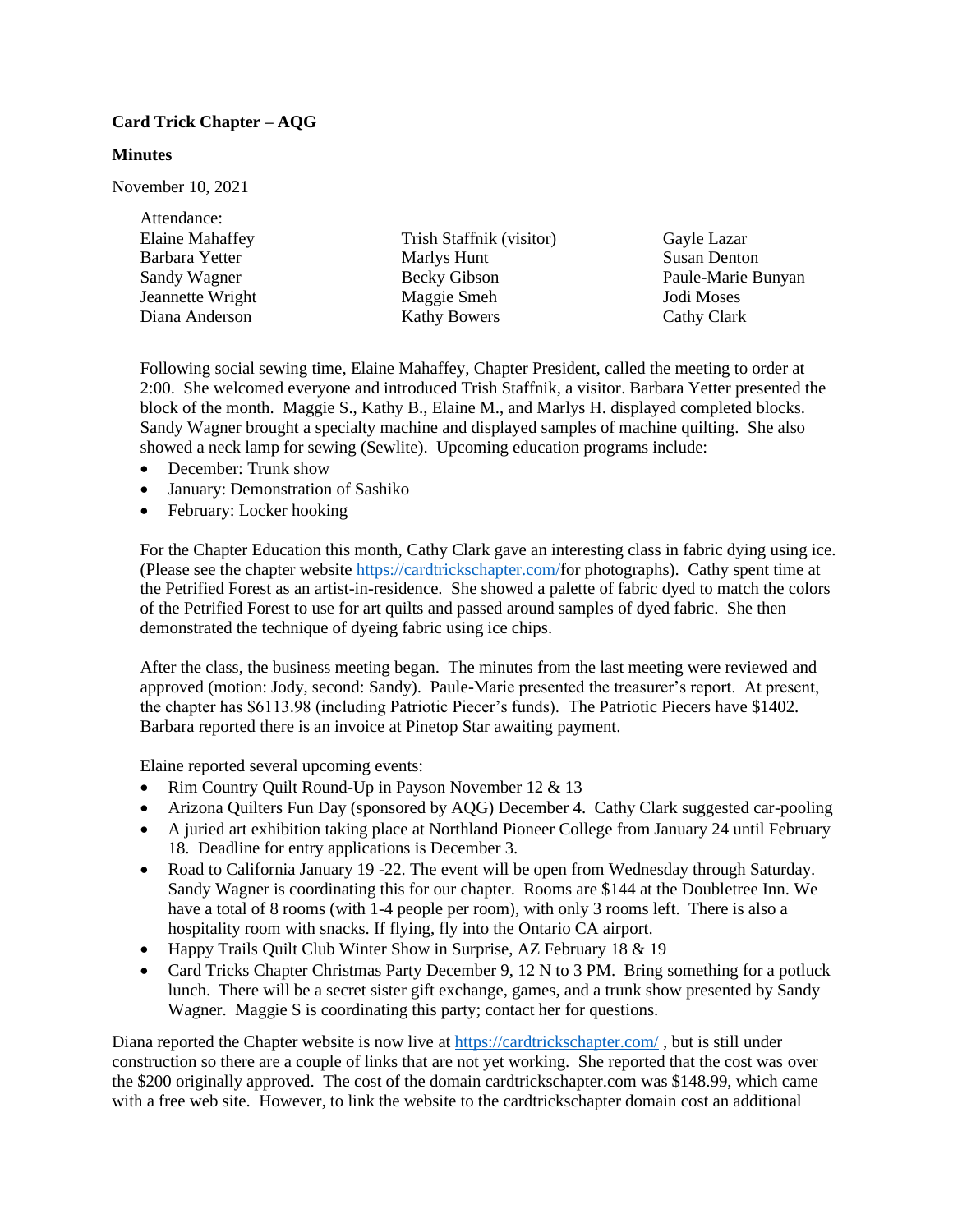**Card Trick Chapter – AQG**

**Minutes**

November 10, 2021

Attendance:

| | | |
|---|---|---|
| Elaine Mahaffey | Trish Staffnik (visitor) | Gayle Lazar |
| Barbara Yetter | Marlys Hunt | Susan Denton |
| Sandy Wagner | Becky Gibson | Paule-Marie Bunyan |
| Jeannette Wright | Maggie Smeh | Jodi Moses |
| Diana Anderson | Kathy Bowers | Cathy Clark |

Following social sewing time, Elaine Mahaffey, Chapter President, called the meeting to order at 2:00. She welcomed everyone and introduced Trish Staffnik, a visitor. Barbara Yetter presented the block of the month. Maggie S., Kathy B., Elaine M., and Marlys H. displayed completed blocks. Sandy Wagner brought a specialty machine and displayed samples of machine quilting. She also showed a neck lamp for sewing (Sewlite). Upcoming education programs include:

- December: Trunk show
- January: Demonstration of Sashiko
- February: Locker hooking

For the Chapter Education this month, Cathy Clark gave an interesting class in fabric dying using ice. (Please see the chapter website https://cardtrickchapter.com/for photographs). Cathy spent time at the Petrified Forest as an artist-in-residence. She showed a palette of fabric dyed to match the colors of the Petrified Forest to use for art quilts and passed around samples of dyed fabric. She then demonstrated the technique of dyeing fabric using ice chips.

After the class, the business meeting began. The minutes from the last meeting were reviewed and approved (motion: Jody, second: Sandy). Paule-Marie presented the treasurer's report. At present, the chapter has $6113.98 (including Patriotic Piecer's funds). The Patriotic Piecers have $1402. Barbara reported there is an invoice at Pinetop Star awaiting payment.

Elaine reported several upcoming events:

- Rim Country Quilt Round-Up in Payson November 12 & 13
- Arizona Quilters Fun Day (sponsored by AQG) December 4. Cathy Clark suggested car-pooling
- A juried art exhibition taking place at Northland Pioneer College from January 24 until February 18. Deadline for entry applications is December 3.
- Road to California January 19 -22. The event will be open from Wednesday through Saturday. Sandy Wagner is coordinating this for our chapter. Rooms are $144 at the Doubletree Inn. We have a total of 8 rooms (with 1-4 people per room), with only 3 rooms left. There is also a hospitality room with snacks. If flying, fly into the Ontario CA airport.
- Happy Trails Quilt Club Winter Show in Surprise, AZ February 18 & 19
- Card Tricks Chapter Christmas Party December 9, 12 N to 3 PM. Bring something for a potluck lunch. There will be a secret sister gift exchange, games, and a trunk show presented by Sandy Wagner. Maggie S is coordinating this party; contact her for questions.

Diana reported the Chapter website is now live at https://cardtrickchapter.com/ , but is still under construction so there are a couple of links that are not yet working. She reported that the cost was over the $200 originally approved. The cost of the domain cardtrickschapter.com was $148.99, which came with a free web site. However, to link the website to the cardtrickschapter domain cost an additional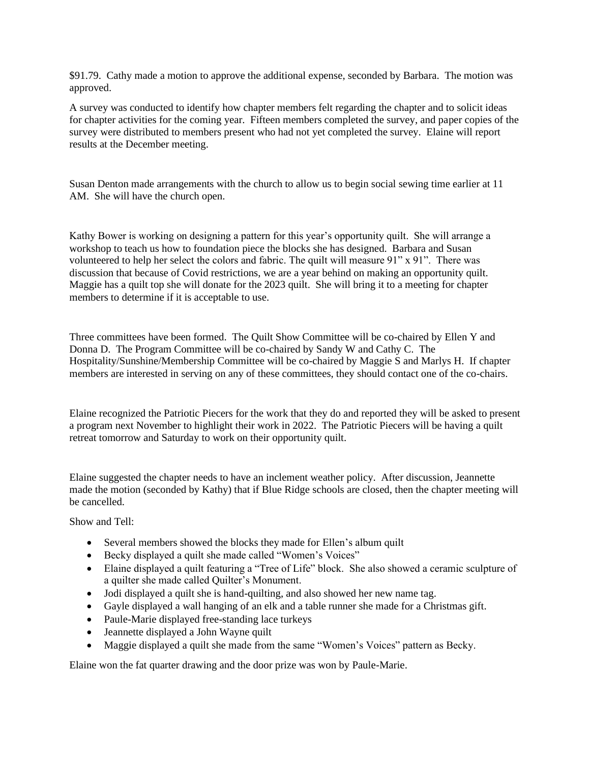$91.79. Cathy made a motion to approve the additional expense, seconded by Barbara. The motion was approved.

A survey was conducted to identify how chapter members felt regarding the chapter and to solicit ideas for chapter activities for the coming year. Fifteen members completed the survey, and paper copies of the survey were distributed to members present who had not yet completed the survey. Elaine will report results at the December meeting.

Susan Denton made arrangements with the church to allow us to begin social sewing time earlier at 11 AM. She will have the church open.

Kathy Bower is working on designing a pattern for this year's opportunity quilt. She will arrange a workshop to teach us how to foundation piece the blocks she has designed. Barbara and Susan volunteered to help her select the colors and fabric. The quilt will measure 91" x 91". There was discussion that because of Covid restrictions, we are a year behind on making an opportunity quilt. Maggie has a quilt top she will donate for the 2023 quilt. She will bring it to a meeting for chapter members to determine if it is acceptable to use.

Three committees have been formed. The Quilt Show Committee will be co-chaired by Ellen Y and Donna D. The Program Committee will be co-chaired by Sandy W and Cathy C. The Hospitality/Sunshine/Membership Committee will be co-chaired by Maggie S and Marlys H. If chapter members are interested in serving on any of these committees, they should contact one of the co-chairs.

Elaine recognized the Patriotic Piecers for the work that they do and reported they will be asked to present a program next November to highlight their work in 2022. The Patriotic Piecers will be having a quilt retreat tomorrow and Saturday to work on their opportunity quilt.

Elaine suggested the chapter needs to have an inclement weather policy. After discussion, Jeannette made the motion (seconded by Kathy) that if Blue Ridge schools are closed, then the chapter meeting will be cancelled.

Show and Tell:

- Several members showed the blocks they made for Ellen's album quilt
- Becky displayed a quilt she made called "Women's Voices"
- Elaine displayed a quilt featuring a "Tree of Life" block. She also showed a ceramic sculpture of a quilter she made called Quilter's Monument.
- Jodi displayed a quilt she is hand-quilting, and also showed her new name tag.
- Gayle displayed a wall hanging of an elk and a table runner she made for a Christmas gift.
- Paule-Marie displayed free-standing lace turkeys
- Jeannette displayed a John Wayne quilt
- Maggie displayed a quilt she made from the same "Women's Voices" pattern as Becky.

Elaine won the fat quarter drawing and the door prize was won by Paule-Marie.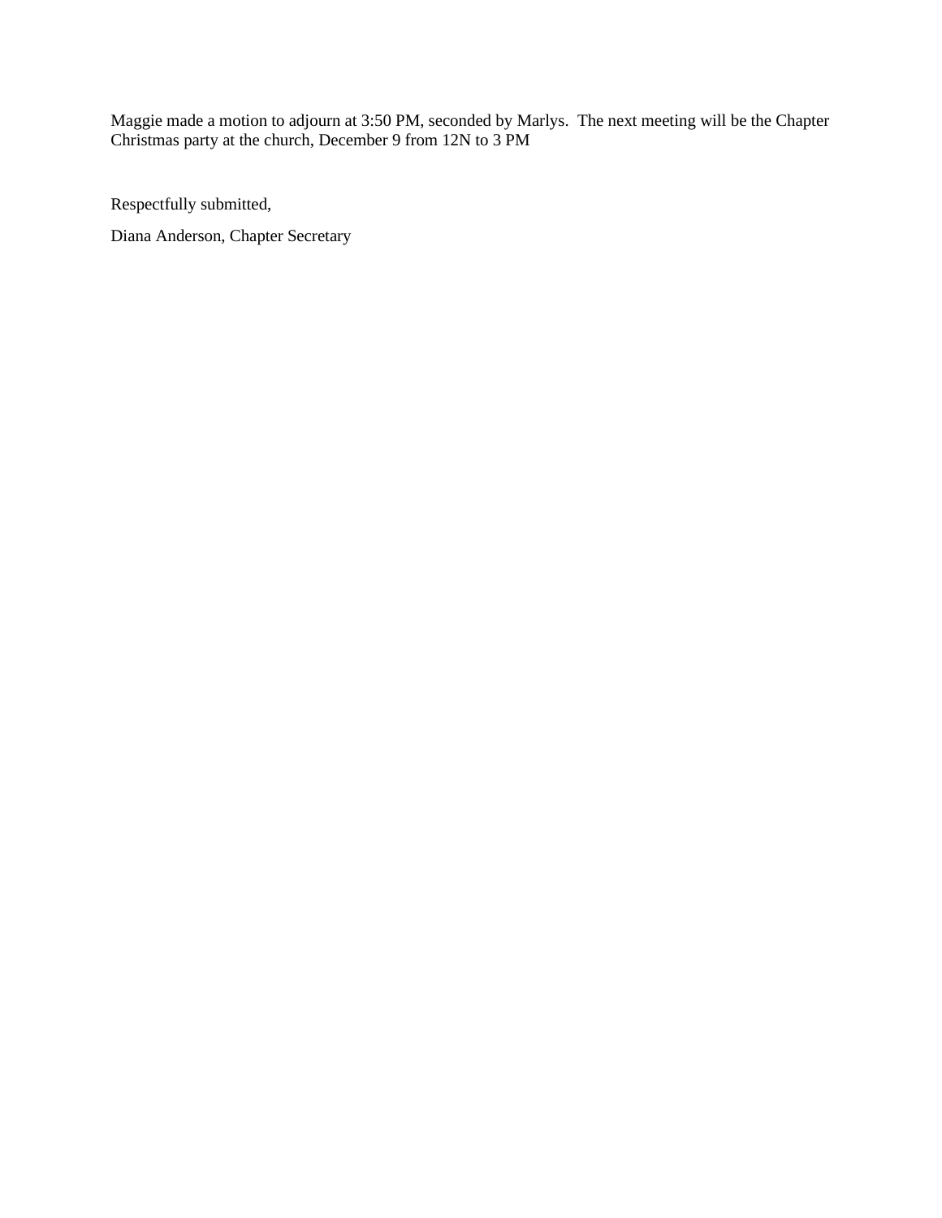Maggie made a motion to adjourn at 3:50 PM, seconded by Marlys. The next meeting will be the Chapter Christmas party at the church, December 9 from 12N to 3 PM

Respectfully submitted,

Diana Anderson, Chapter Secretary